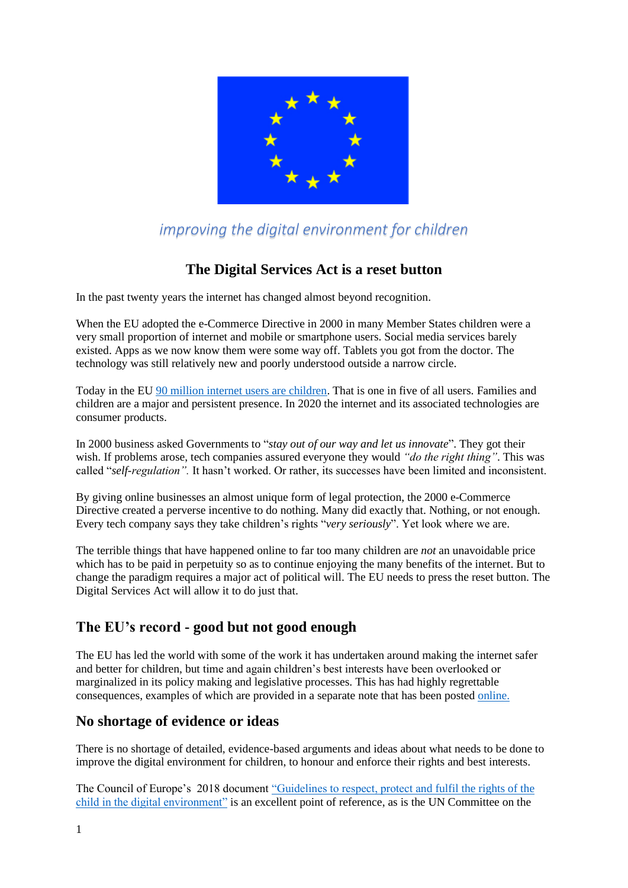*improving the digital environment for children*

# The Digital Services Act is a reset button

In the past twenty years the internet has changed almost beyond recognition.

When the EU adopted the e-Commerce Directive in 2000 in many Member States children were a very small proportion of internet and mobile or smartphone users. Social media services barely existed. Apps as we now know them were some way off. Tablets you got from the doctor. The technology was still relatively new and poorly understood outside a narrow circle.

Today in the EU 90 million internet users are children. That is one in five of all users. Families and children are a major and persistent presence. In 2020 the internet and its associated technologies are consumer products.

In 2000 business asked Governments to "*stay out of our way and let us innovate*". They got their wish. If problems arose, tech companies assured everyone they would *"do the right thing"*. This was called "*self-regulation"*. It hasn't worked. Or rather, its successes have been limited and inconsistent.

By giving online businesses an almost unique form of legal protection, the 2000 e-Commerce Directive created a perverse incentive to do nothing. Many did exactly that. Nothing, or not enough. Every tech company says they take children's rights "*very seriously*". Yet look where we are.

The terrible things that have happened online to far too many children are *not* an unavoidable price which has to be paid in perpetuity so as to continue enjoying the many benefits of the internet. But to change the paradigm requires a major act of political will. The EU needs to press the reset button. The Digital Services Act will allow it to do just that.

## The EU's record - good but not good enough

The EU has led the world with some of the work it has undertaken around making the internet safer and better for children, but time and again children's best interests have been overlooked or marginalized in its policy making and legislative processes. This has had highly regrettable consequences, examples of which are provided in a separate note that has been posted online.

## No shortage of evidence or ideas

There is no shortage of detailed, evidence-based arguments and ideas about what needs to be done to improve the digital environment for children, to honour and enforce their rights and best interests.

The Council of Europe's 2018 document "Guidelines to respect, protect and fulfil the rights of the child in the digital environment" is an excellent point of reference, as is the UN Committee on the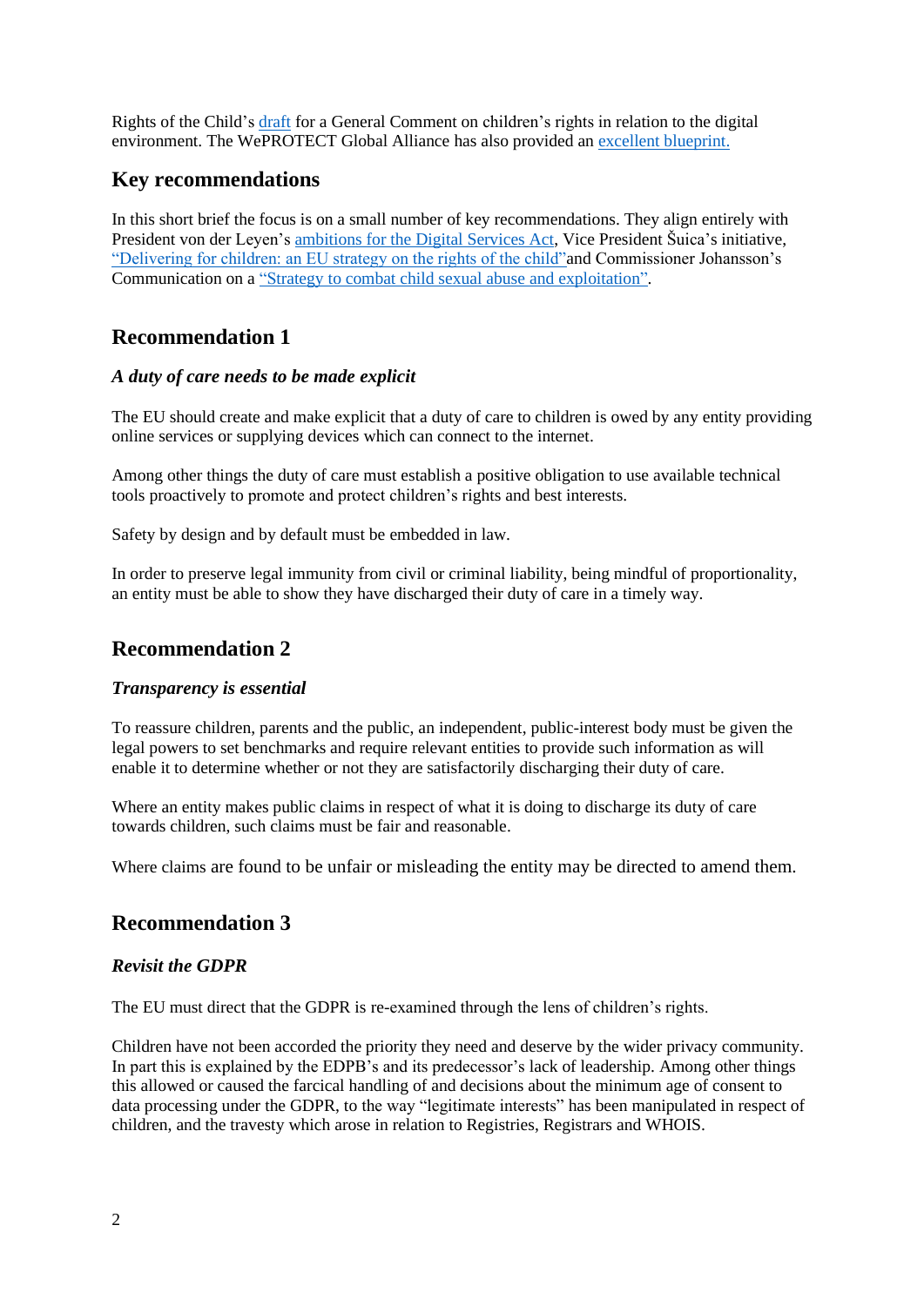Rights of the Child's draft for a General Comment on children's rights in relation to the digital environment. The WePROTECT Global Alliance has also provided an excellent blueprint.

## Key recommendations

In this short brief the focus is on a small number of key recommendations. They align entirely with President von der Leyen's ambitions for the Digital Services Act, Vice President Šuica's initiative, "Delivering for children: an EU strategy on the rights of the child"and Commissioner Johansson's Communication on a "Strategy to combat child sexual abuse and exploitation".

## Recommendation 1

### *A duty of care needs to be made explicit*

The EU should create and make explicit that a duty of care to children is owed by any entity providing online services or supplying devices which can connect to the internet.

Among other things the duty of care must establish a positive obligation to use available technical tools proactively to promote and protect children's rights and best interests.

Safety by design and by default must be embedded in law.

In order to preserve legal immunity from civil or criminal liability, being mindful of proportionality, an entity must be able to show they have discharged their duty of care in a timely way.

## Recommendation 2

### *Transparency is essential*

To reassure children, parents and the public, an independent, public-interest body must be given the legal powers to set benchmarks and require relevant entities to provide such information as will enable it to determine whether or not they are satisfactorily discharging their duty of care.

Where an entity makes public claims in respect of what it is doing to discharge its duty of care towards children, such claims must be fair and reasonable.

Where claims are found to be unfair or misleading the entity may be directed to amend them.

## Recommendation 3

### *Revisit the GDPR*

The EU must direct that the GDPR is re-examined through the lens of children's rights.

Children have not been accorded the priority they need and deserve by the wider privacy community. In part this is explained by the EDPB's and its predecessor's lack of leadership. Among other things this allowed or caused the farcical handling of and decisions about the minimum age of consent to data processing under the GDPR, to the way "legitimate interests" has been manipulated in respect of children, and the travesty which arose in relation to Registries, Registrars and WHOIS.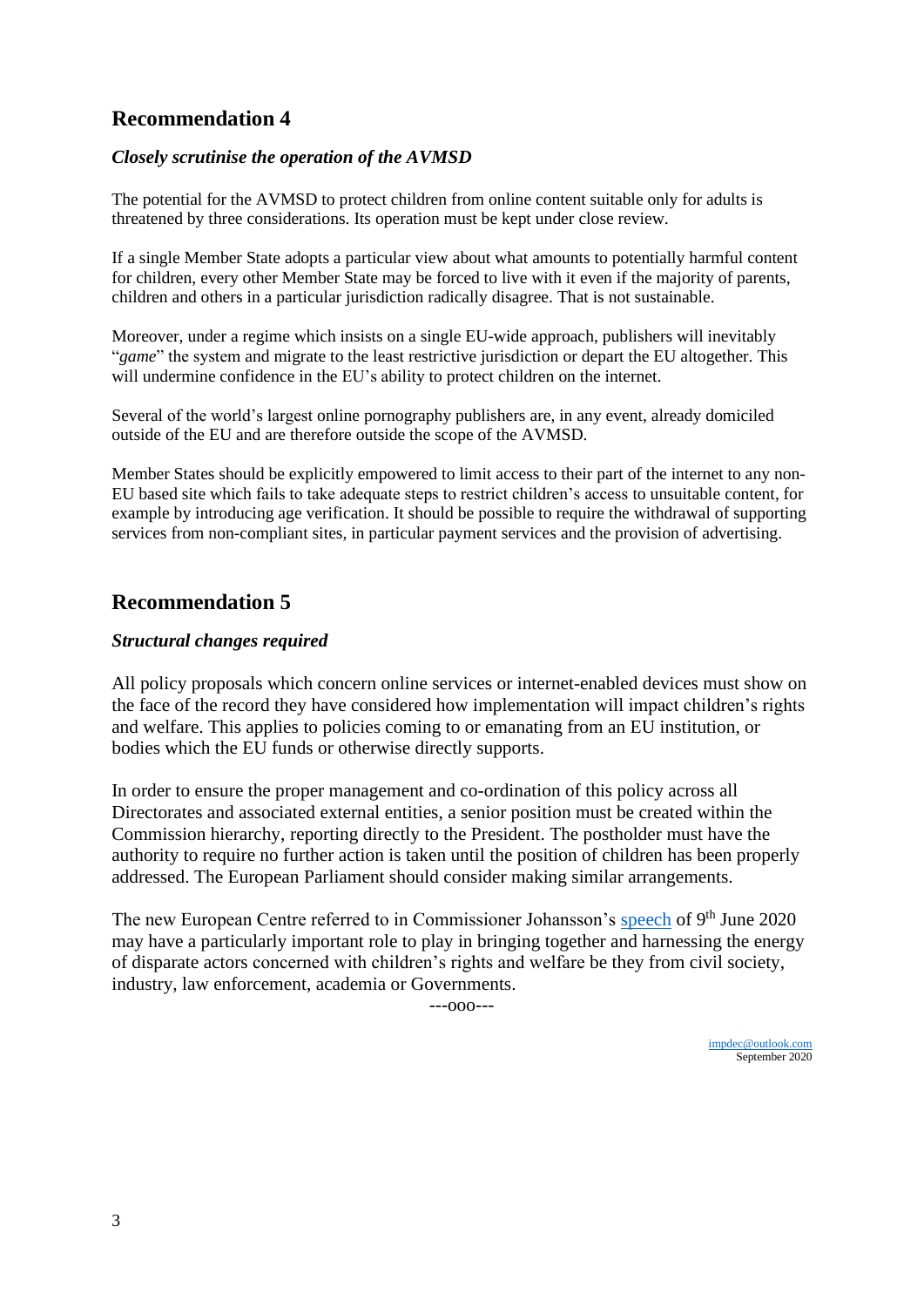## Recommendation 4

### *Closely scrutinise the operation of the AVMSD*

The potential for the AVMSD to protect children from online content suitable only for adults is threatened by three considerations. Its operation must be kept under close review.

If a single Member State adopts a particular view about what amounts to potentially harmful content for children, every other Member State may be forced to live with it even if the majority of parents, children and others in a particular jurisdiction radically disagree. That is not sustainable.

Moreover, under a regime which insists on a single EU-wide approach, publishers will inevitably "*game*" the system and migrate to the least restrictive jurisdiction or depart the EU altogether. This will undermine confidence in the EU's ability to protect children on the internet.

Several of the world's largest online pornography publishers are, in any event, already domiciled outside of the EU and are therefore outside the scope of the AVMSD.

Member States should be explicitly empowered to limit access to their part of the internet to any non-EU based site which fails to take adequate steps to restrict children's access to unsuitable content, for example by introducing age verification. It should be possible to require the withdrawal of supporting services from non-compliant sites, in particular payment services and the provision of advertising.

## Recommendation 5

### *Structural changes required*

All policy proposals which concern online services or internet-enabled devices must show on the face of the record they have considered how implementation will impact children's rights and welfare. This applies to policies coming to or emanating from an EU institution, or bodies which the EU funds or otherwise directly supports.

In order to ensure the proper management and co-ordination of this policy across all Directorates and associated external entities, a senior position must be created within the Commission hierarchy, reporting directly to the President. The postholder must have the authority to require no further action is taken until the position of children has been properly addressed. The European Parliament should consider making similar arrangements.

The new European Centre referred to in Commissioner Johansson's speech of 9th June 2020 may have a particularly important role to play in bringing together and harnessing the energy of disparate actors concerned with children's rights and welfare be they from civil society, industry, law enforcement, academia or Governments.

---ooo---

impdec@outlook.com
September 2020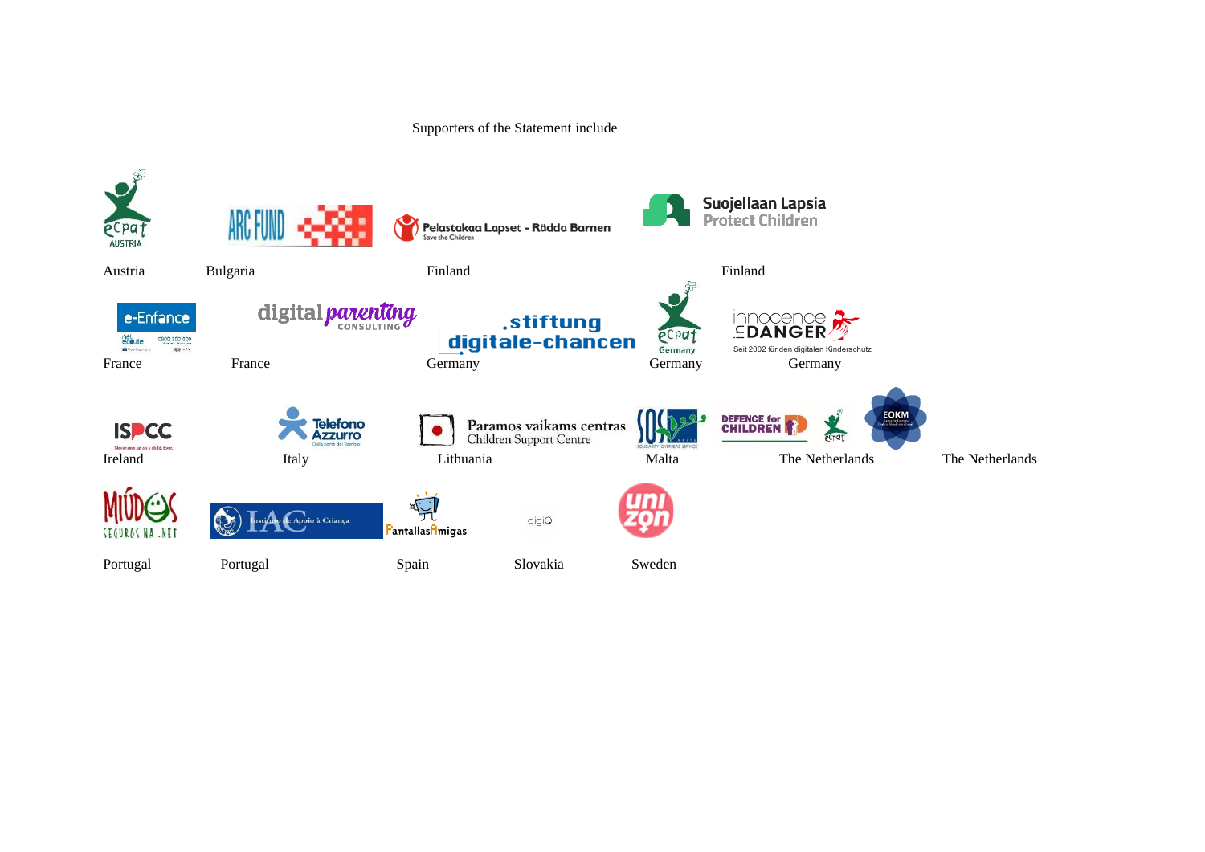Supporters of the Statement include

Austria

Bulgaria

Finland

Finland

France

France

Germany

Germany

Germany

Ireland

Italy

Lithuania

Malta

The Netherlands

The Netherlands

Portugal

Portugal

Spain

Slovakia

Sweden